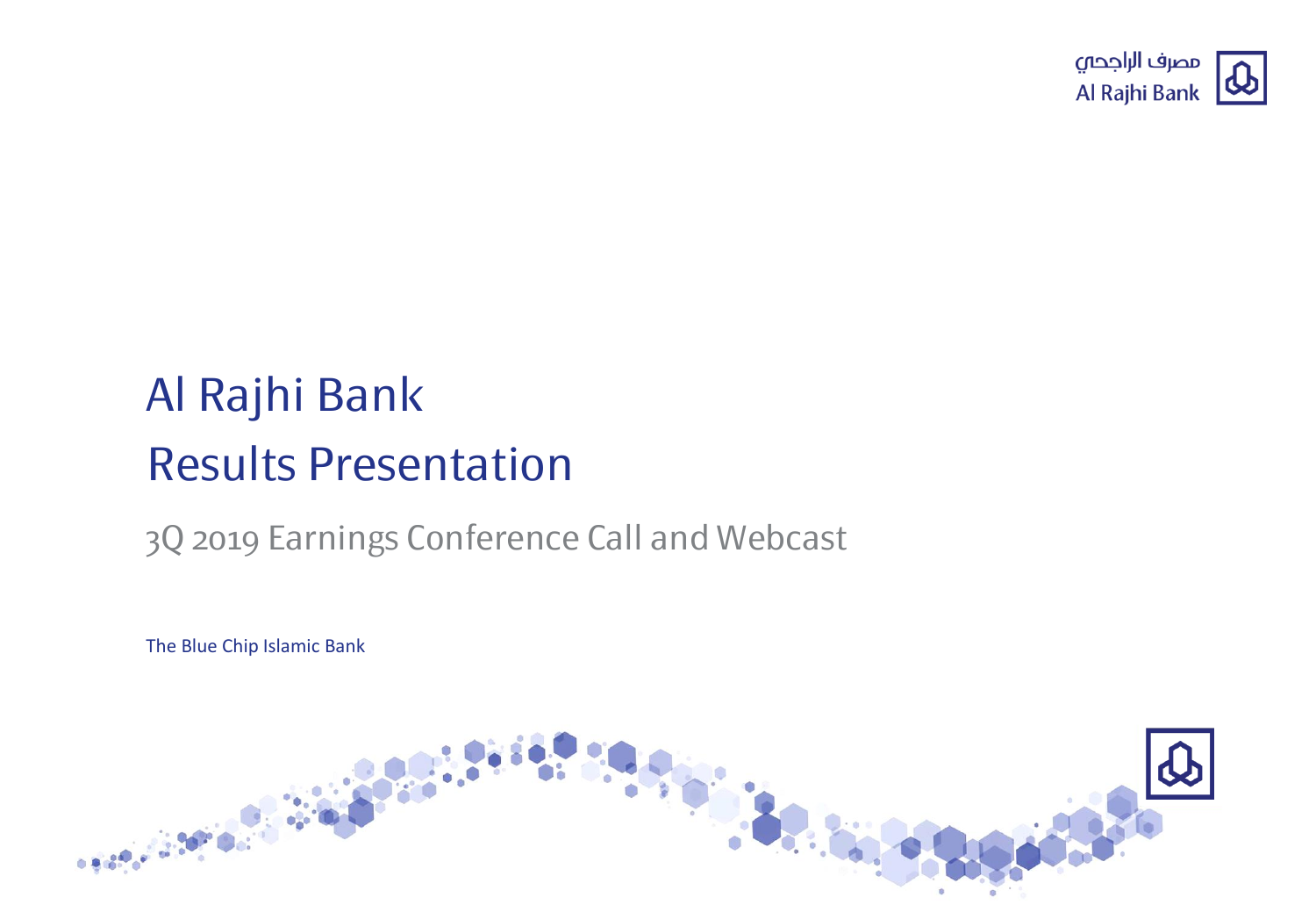مصرف الراجحي
Al Rajhi Bank

# Al Rajhi Bank
# Results Presentation

## 3Q 2019 Earnings Conference Call and Webcast

The Blue Chip Islamic Bank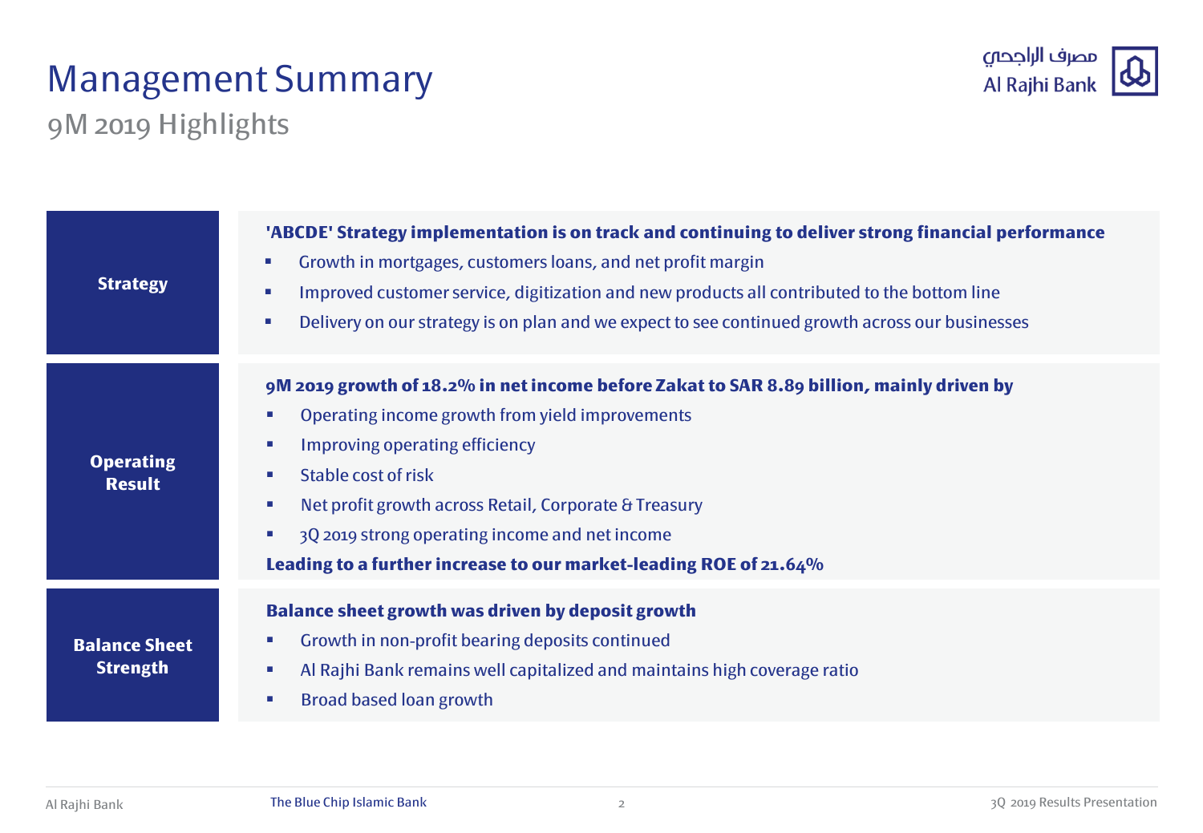# Management Summary

## 9M 2019 Highlights

### Strategy

**'ABCDE' Strategy implementation is on track and continuing to deliver strong financial performance**

- Growth in mortgages, customers loans, and net profit margin
- Improved customer service, digitization and new products all contributed to the bottom line
- Delivery on our strategy is on plan and we expect to see continued growth across our businesses

### Operating Result

**9M 2019 growth of 18.2% in net income before Zakat to SAR 8.89 billion, mainly driven by**

- Operating income growth from yield improvements
- Improving operating efficiency
- Stable cost of risk
- Net profit growth across Retail, Corporate & Treasury
- 3Q 2019 strong operating income and net income

**Leading to a further increase to our market-leading ROE of 21.64%**

### Balance Sheet Strength

**Balance sheet growth was driven by deposit growth**

- Growth in non-profit bearing deposits continued
- Al Rajhi Bank remains well capitalized and maintains high coverage ratio
- Broad based loan growth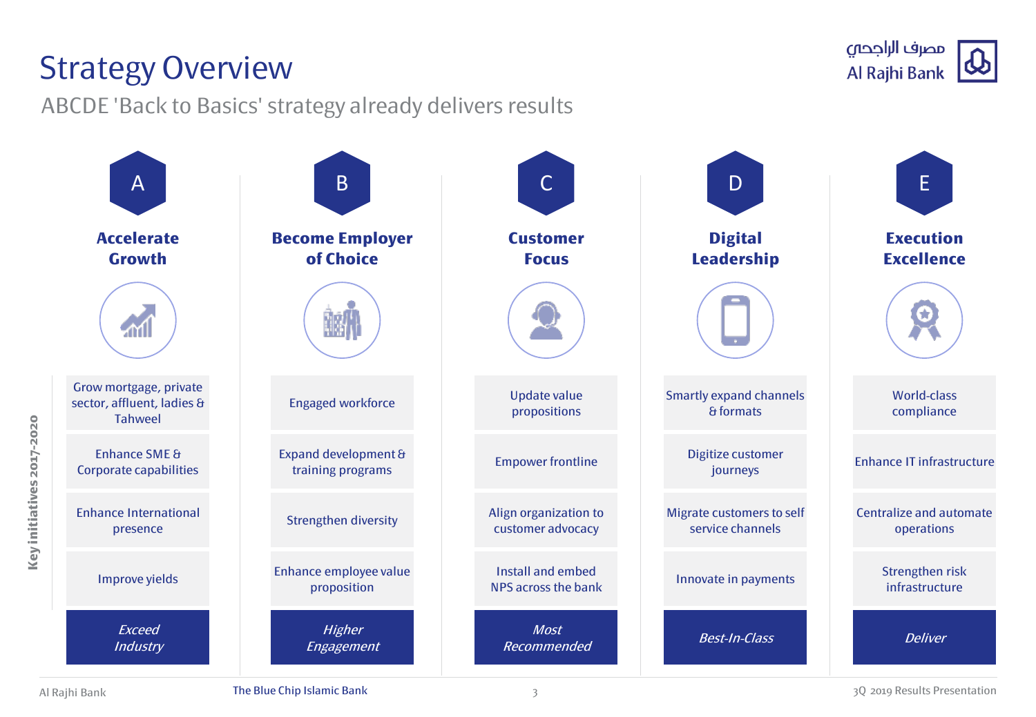# Strategy Overview

## ABCDE 'Back to Basics' strategy already delivers results

| | A<br>**Accelerate Growth** | B<br>**Become Employer of Choice** | C<br>**Customer Focus** | D<br>**Digital Leadership** | E<br>**Execution Excellence** |
|---|---|---|---|---|---|
| **Key initiatives 2017-2020** | Grow mortgage, private sector, affluent, ladies & Tahweel | Engaged workforce | Update value propositions | Smartly expand channels & formats | World-class compliance |
| | Enhance SME & Corporate capabilities | Expand development & training programs | Empower frontline | Digitize customer journeys | Enhance IT infrastructure |
| | Enhance International presence | Strengthen diversity | Align organization to customer advocacy | Migrate customers to self service channels | Centralize and automate operations |
| | Improve yields | Enhance employee value proposition | Install and embed NPS across the bank | Innovate in payments | Strengthen risk infrastructure |
| | *Exceed Industry* | *Higher Engagement* | *Most Recommended* | *Best-In-Class* | *Deliver* |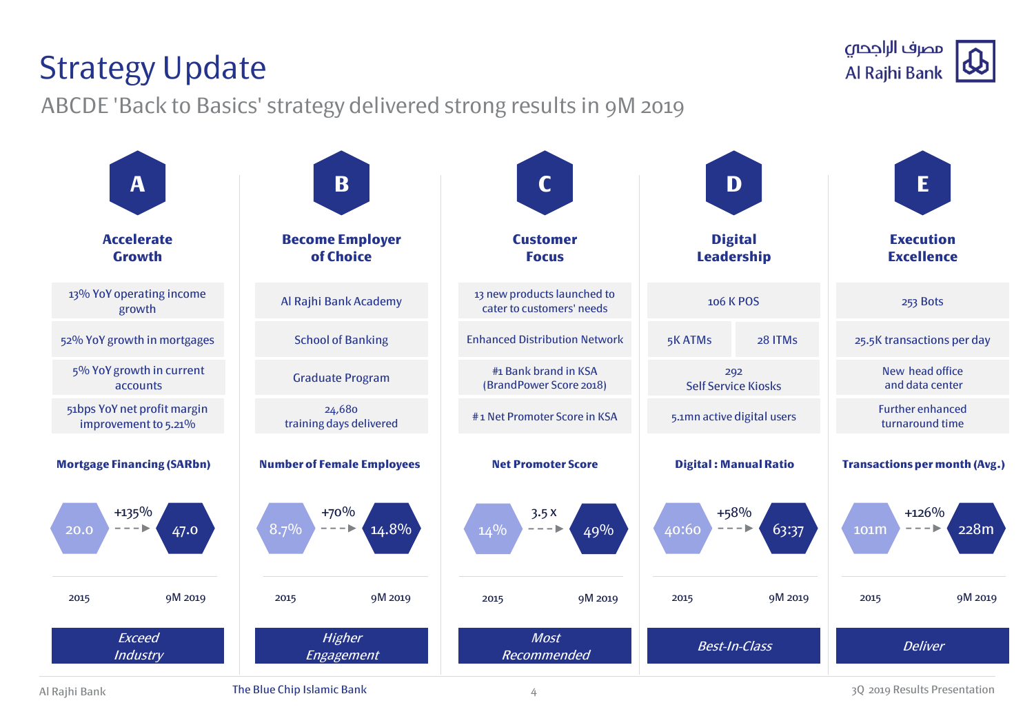# Strategy Update

ABCDE 'Back to Basics' strategy delivered strong results in 9M 2019

## A – Accelerate Growth

- 13% YoY operating income growth
- 52% YoY growth in mortgages
- 5% YoY growth in current accounts
- 51bps YoY net profit margin improvement to 5.21%

**Mortgage Financing (SARbn)**

| 2015 | | 9M 2019 |
|---|---|---|
| 20.0 | +135% | 47.0 |

*Exceed Industry*

## B – Become Employer of Choice

- Al Rajhi Bank Academy
- School of Banking
- Graduate Program
- 24,680 training days delivered

**Number of Female Employees**

| 2015 | | 9M 2019 |
|---|---|---|
| 8.7% | +70% | 14.8% |

*Higher Engagement*

## C – Customer Focus

- 13 new products launched to cater to customers' needs
- Enhanced Distribution Network
- #1 Bank brand in KSA (BrandPower Score 2018)
- #1 Net Promoter Score in KSA

**Net Promoter Score**

| 2015 | | 9M 2019 |
|---|---|---|
| 14% | 3.5 x | 49% |

*Most Recommended*

## D – Digital Leadership

- 106 K POS
- 5K ATMs
- 28 ITMs
- 292 Self Service Kiosks
- 5.1mn active digital users

**Digital : Manual Ratio**

| 2015 | | 9M 2019 |
|---|---|---|
| 40:60 | +58% | 63:37 |

*Best-In-Class*

## E – Execution Excellence

- 253 Bots
- 25.5K transactions per day
- New head office and data center
- Further enhanced turnaround time

**Transactions per month (Avg.)**

| 2015 | | 9M 2019 |
|---|---|---|
| 101m | +126% | 228m |

*Deliver*

The Blue Chip Islamic Bank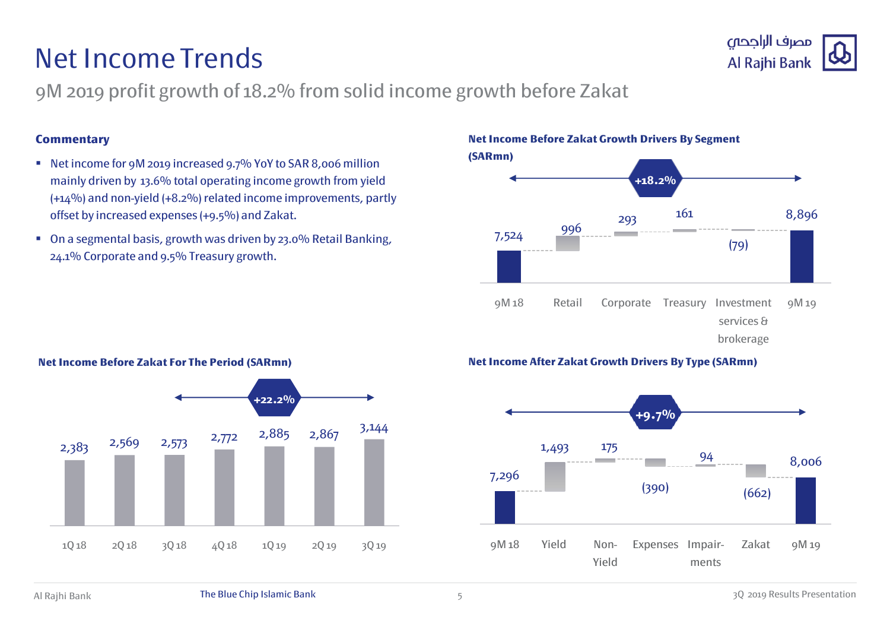# Net Income Trends

## 9M 2019 profit growth of 18.2% from solid income growth before Zakat

**Commentary**

- Net income for 9M 2019 increased 9.7% YoY to SAR 8,006 million mainly driven by 13.6% total operating income growth from yield (+14%) and non-yield (+8.2%) related income improvements, partly offset by increased expenses (+9.5%) and Zakat.
- On a segmental basis, growth was driven by 23.0% Retail Banking, 24.1% Corporate and 9.5% Treasury growth.

**Net Income Before Zakat Growth Drivers By Segment (SARmn)**

+18.2%

| 9M 18 | Retail | Corporate | Treasury | Investment services & brokerage | 9M 19 |
|---|---|---|---|---|---|
| 7,524 | 996 | 293 | 161 | (79) | 8,896 |

**Net Income Before Zakat For The Period (SARmn)**

+22.2%

| 1Q 18 | 2Q 18 | 3Q 18 | 4Q 18 | 1Q 19 | 2Q 19 | 3Q 19 |
|---|---|---|---|---|---|---|
| 2,383 | 2,569 | 2,573 | 2,772 | 2,885 | 2,867 | 3,144 |

**Net Income After Zakat Growth Drivers By Type (SARmn)**

+9.7%

| 9M 18 | Yield | Non-Yield | Expenses | Impairments | Zakat | 9M 19 |
|---|---|---|---|---|---|---|
| 7,296 | 1,493 | 175 | (390) | 94 | (662) | 8,006 |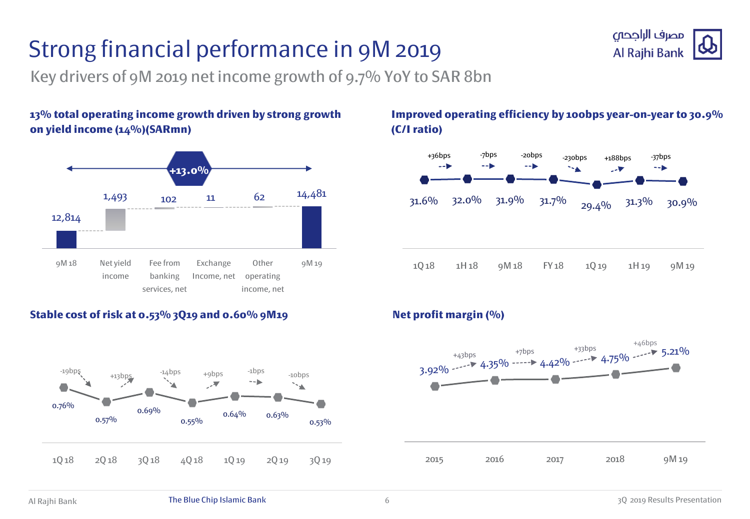# Strong financial performance in 9M 2019

Key drivers of 9M 2019 net income growth of 9.7% YoY to SAR 8bn

### 13% total operating income growth driven by strong growth on yield income (14%)(SARmn)

+13.0%

| 9M 18 | Net yield income | Fee from banking services, net | Exchange Income, net | Other operating income, net | 9M 19 |
|---|---|---|---|---|---|
| 12,814 | 1,493 | 102 | 11 | 62 | 14,481 |

### Improved operating efficiency by 100bps year-on-year to 30.9% (C/I ratio)

| 1Q 18 | 1H 18 | 9M 18 | FY 18 | 1Q 19 | 1H 19 | 9M 19 |
|---|---|---|---|---|---|---|
| 31.6% | 32.0% | 31.9% | 31.7% | 29.4% | 31.3% | 30.9% |
| | +36bps | -7bps | -20bps | -230bps | +188bps | -37bps |

### Stable cost of risk at 0.53% 3Q19 and 0.60% 9M19

| 1Q 18 | 2Q 18 | 3Q 18 | 4Q 18 | 1Q 19 | 2Q 19 | 3Q 19 |
|---|---|---|---|---|---|---|
| 0.76% | 0.57% | 0.69% | 0.55% | 0.64% | 0.63% | 0.53% |
| | -19bps | +13bps | -14bps | +9bps | -1bps | -10bps |

### Net profit margin (%)

| 2015 | 2016 | 2017 | 2018 | 9M 19 |
|---|---|---|---|---|
| 3.92% | 4.35% | 4.42% | 4.75% | 5.21% |
| | +43bps | +7bps | +33bps | +46bps |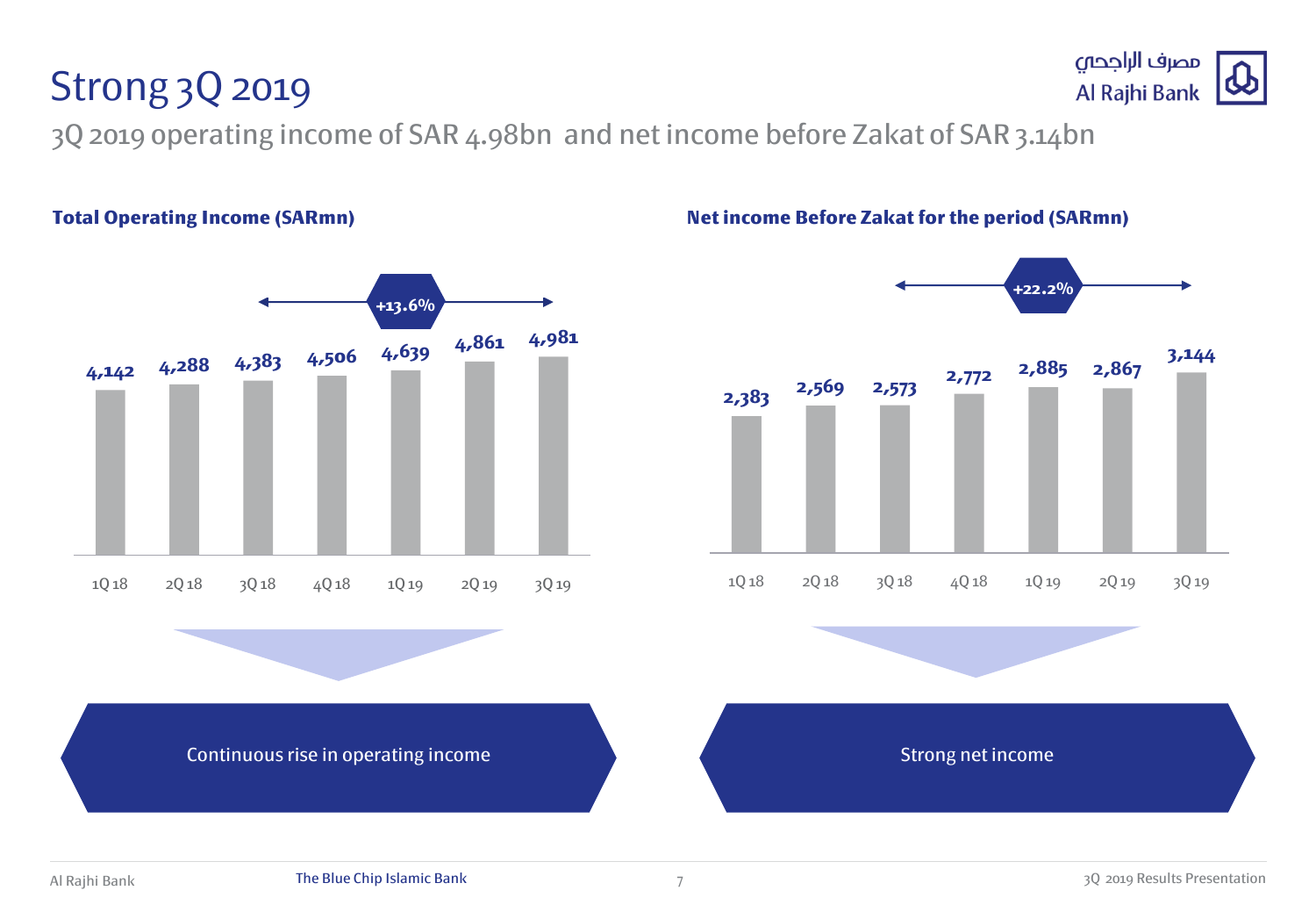# Strong 3Q 2019

3Q 2019 operating income of SAR 4.98bn and net income before Zakat of SAR 3.14bn

### Total Operating Income (SARmn)

+13.6%

| 1Q 18 | 2Q 18 | 3Q 18 | 4Q 18 | 1Q 19 | 2Q 19 | 3Q 19 |
|---|---|---|---|---|---|---|
| 4,142 | 4,288 | 4,383 | 4,506 | 4,639 | 4,861 | 4,981 |

Continuous rise in operating income

### Net income Before Zakat for the period (SARmn)

+22.2%

| 1Q 18 | 2Q 18 | 3Q 18 | 4Q 18 | 1Q 19 | 2Q 19 | 3Q 19 |
|---|---|---|---|---|---|---|
| 2,383 | 2,569 | 2,573 | 2,772 | 2,885 | 2,867 | 3,144 |

Strong net income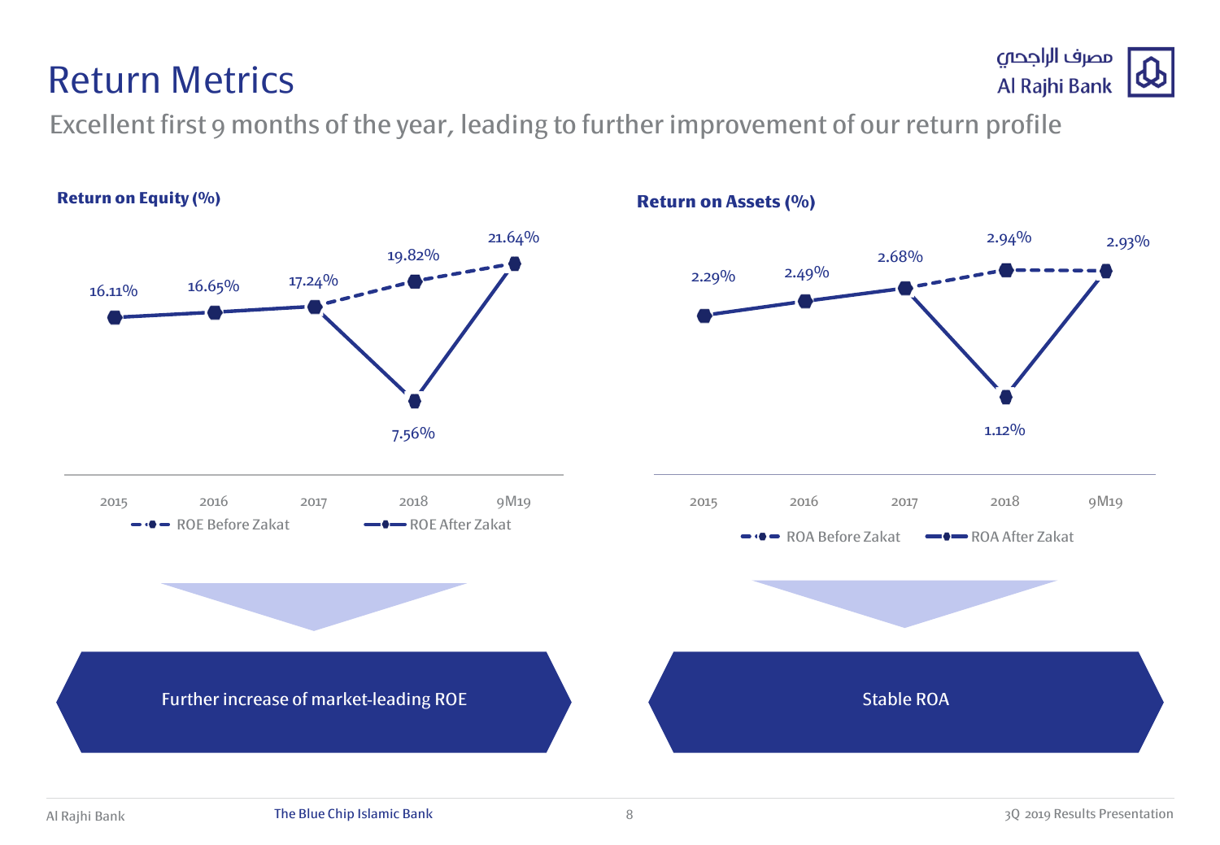# Return Metrics

Excellent first 9 months of the year, leading to further improvement of our return profile

### Return on Equity (%)

| | 2015 | 2016 | 2017 | 2018 | 9M19 |
|---|---|---|---|---|---|
| ROE Before Zakat | 16.11% | 16.65% | 17.24% | 19.82% | 21.64% |
| ROE After Zakat | 16.11% | 16.65% | 17.24% | 7.56% | 21.64% |

Further increase of market-leading ROE

### Return on Assets (%)

| | 2015 | 2016 | 2017 | 2018 | 9M19 |
|---|---|---|---|---|---|
| ROA Before Zakat | 2.29% | 2.49% | 2.68% | 2.94% | 2.93% |
| ROA After Zakat | 2.29% | 2.49% | 2.68% | 1.12% | 2.93% |

Stable ROA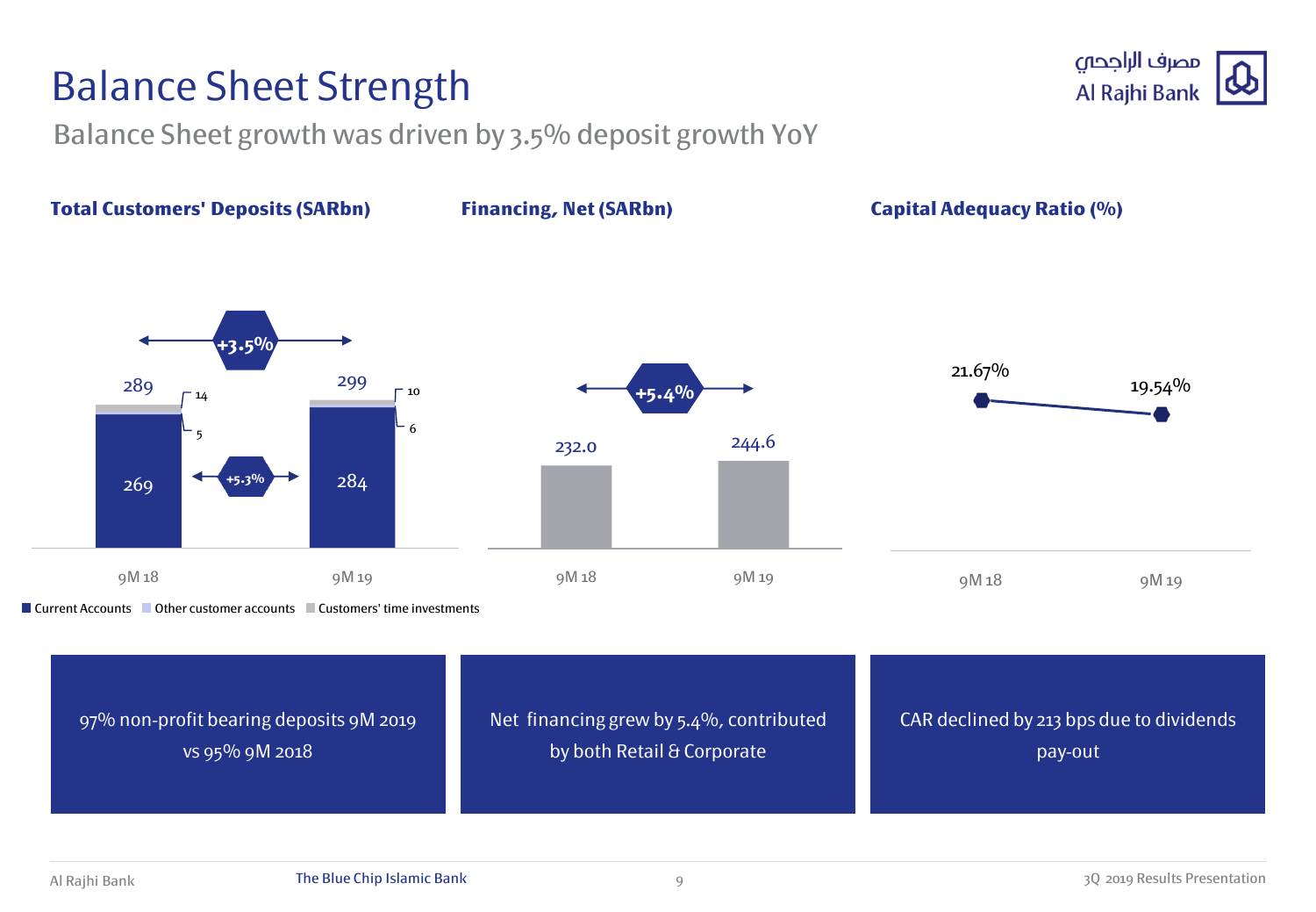# Balance Sheet Strength

## Balance Sheet growth was driven by 3.5% deposit growth YoY

### Total Customers' Deposits (SARbn)

| | 9M 18 | 9M 19 |
|---|---|---|
| Current Accounts | 269 | 284 |
| Other customer accounts | 5 | 6 |
| Customers' time investments | 14 | 10 |
| Total | 289 | 299 |

Total deposits growth: +3.5%; Current Accounts growth: +5.3%

### Financing, Net (SARbn)

| | 9M 18 | 9M 19 |
|---|---|---|
| Financing, Net | 232.0 | 244.6 |

Growth: +5.4%

### Capital Adequacy Ratio (%)

| | 9M 18 | 9M 19 |
|---|---|---|
| Capital Adequacy Ratio | 21.67% | 19.54% |

97% non-profit bearing deposits 9M 2019 vs 95% 9M 2018

Net financing grew by 5.4%, contributed by both Retail & Corporate

CAR declined by 213 bps due to dividends pay-out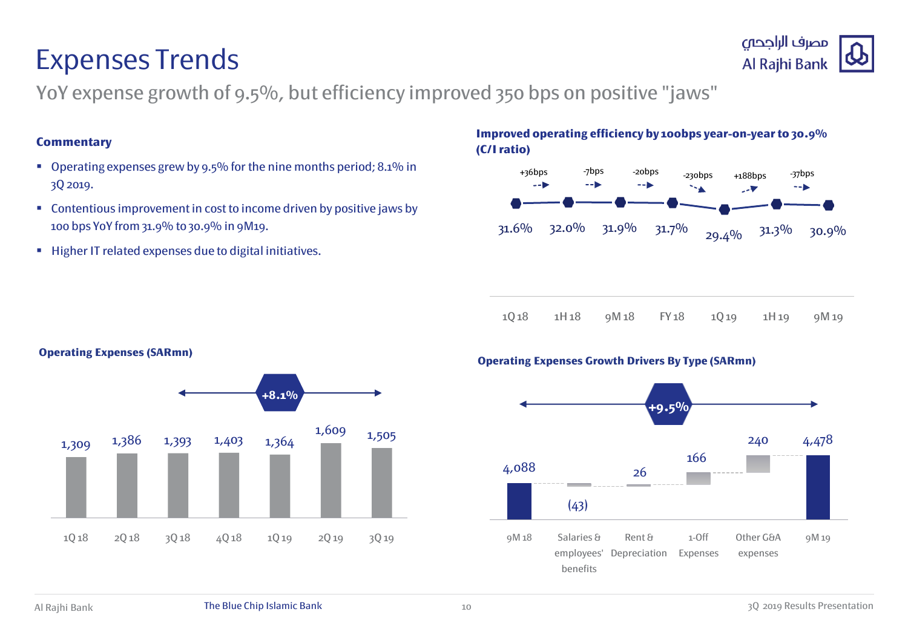# Expenses Trends

YoY expense growth of 9.5%, but efficiency improved 350 bps on positive "jaws"

### Commentary

- Operating expenses grew by 9.5% for the nine months period; 8.1% in 3Q 2019.
- Contentious improvement in cost to income driven by positive jaws by 100 bps YoY from 31.9% to 30.9% in 9M19.
- Higher IT related expenses due to digital initiatives.

### Improved operating efficiency by 100bps year-on-year to 30.9% (C/I ratio)

| 1Q 18 | 1H 18 | 9M 18 | FY 18 | 1Q 19 | 1H 19 | 9M 19 |
|---|---|---|---|---|---|---|
| 31.6% | 32.0% | 31.9% | 31.7% | 29.4% | 31.3% | 30.9% |

Changes: +36bps, -7bps, -20bps, -230bps, +188bps, -37bps

### Operating Expenses (SARmn)

| 1Q 18 | 2Q 18 | 3Q 18 | 4Q 18 | 1Q 19 | 2Q 19 | 3Q 19 |
|---|---|---|---|---|---|---|
| 1,309 | 1,386 | 1,393 | 1,403 | 1,364 | 1,609 | 1,505 |

+8.1%

### Operating Expenses Growth Drivers By Type (SARmn)

| 9M 18 | Salaries & employees' benefits | Rent & Depreciation | 1-Off Expenses | Other G&A expenses | 9M 19 |
|---|---|---|---|---|---|
| 4,088 | (43) | 26 | 166 | 240 | 4,478 |

+9.5%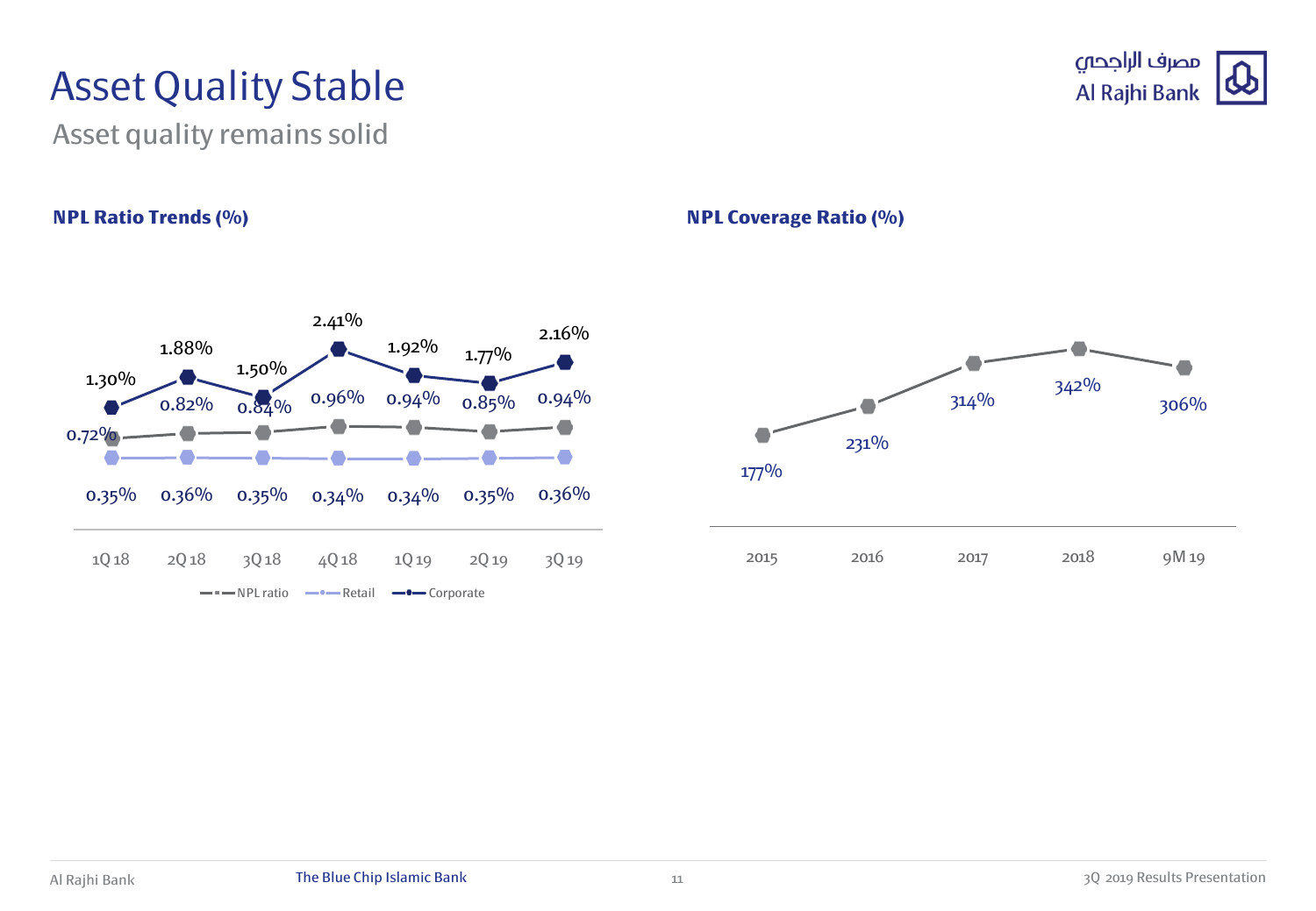# Asset Quality Stable

## Asset quality remains solid

### NPL Ratio Trends (%)

|  | 1Q 18 | 2Q 18 | 3Q 18 | 4Q 18 | 1Q 19 | 2Q 19 | 3Q 19 |
|---|---|---|---|---|---|---|---|
| NPL ratio | 0.72% | 0.82% | 0.84% | 0.96% | 0.94% | 0.85% | 0.94% |
| Retail | 0.35% | 0.36% | 0.35% | 0.34% | 0.34% | 0.35% | 0.36% |
| Corporate | 1.30% | 1.88% | 1.50% | 2.41% | 1.92% | 1.77% | 2.16% |

### NPL Coverage Ratio (%)

| 2015 | 2016 | 2017 | 2018 | 9M 19 |
|---|---|---|---|---|
| 177% | 231% | 314% | 342% | 306% |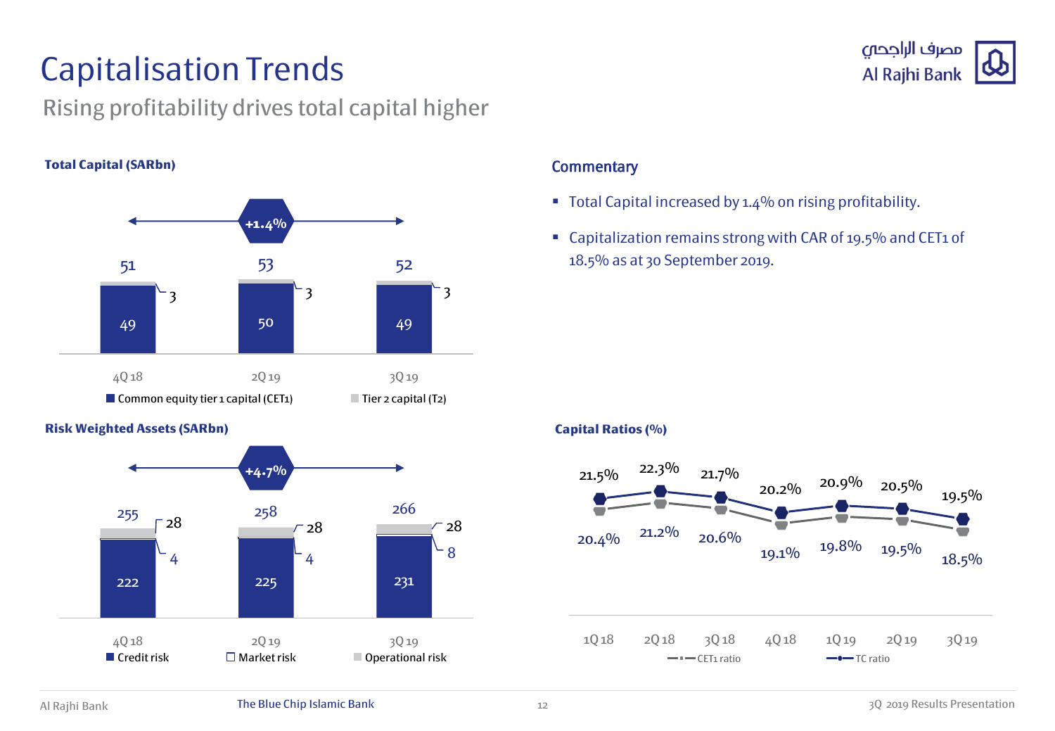# Capitalisation Trends

## Rising profitability drives total capital higher

### Total Capital (SARbn)

+1.4%

| | 4Q 18 | 2Q 19 | 3Q 19 |
|---|---|---|---|
| Common equity tier 1 capital (CET1) | 49 | 50 | 49 |
| Tier 2 capital (T2) | 3 | 3 | 3 |
| Total | 51 | 53 | 52 |

### Risk Weighted Assets (SARbn)

+4.7%

| | 4Q 18 | 2Q 19 | 3Q 19 |
|---|---|---|---|
| Credit risk | 222 | 225 | 231 |
| Market risk | 4 | 4 | 8 |
| Operational risk | 28 | 28 | 28 |
| Total | 255 | 258 | 266 |

### Commentary

- Total Capital increased by 1.4% on rising profitability.
- Capitalization remains strong with CAR of 19.5% and CET1 of 18.5% as at 30 September 2019.

### Capital Ratios (%)

| | 1Q 18 | 2Q 18 | 3Q 18 | 4Q 18 | 1Q 19 | 2Q 19 | 3Q 19 |
|---|---|---|---|---|---|---|---|
| TC ratio | 21.5% | 22.3% | 21.7% | 20.2% | 20.9% | 20.5% | 19.5% |
| CET1 ratio | 20.4% | 21.2% | 20.6% | 19.1% | 19.8% | 19.5% | 18.5% |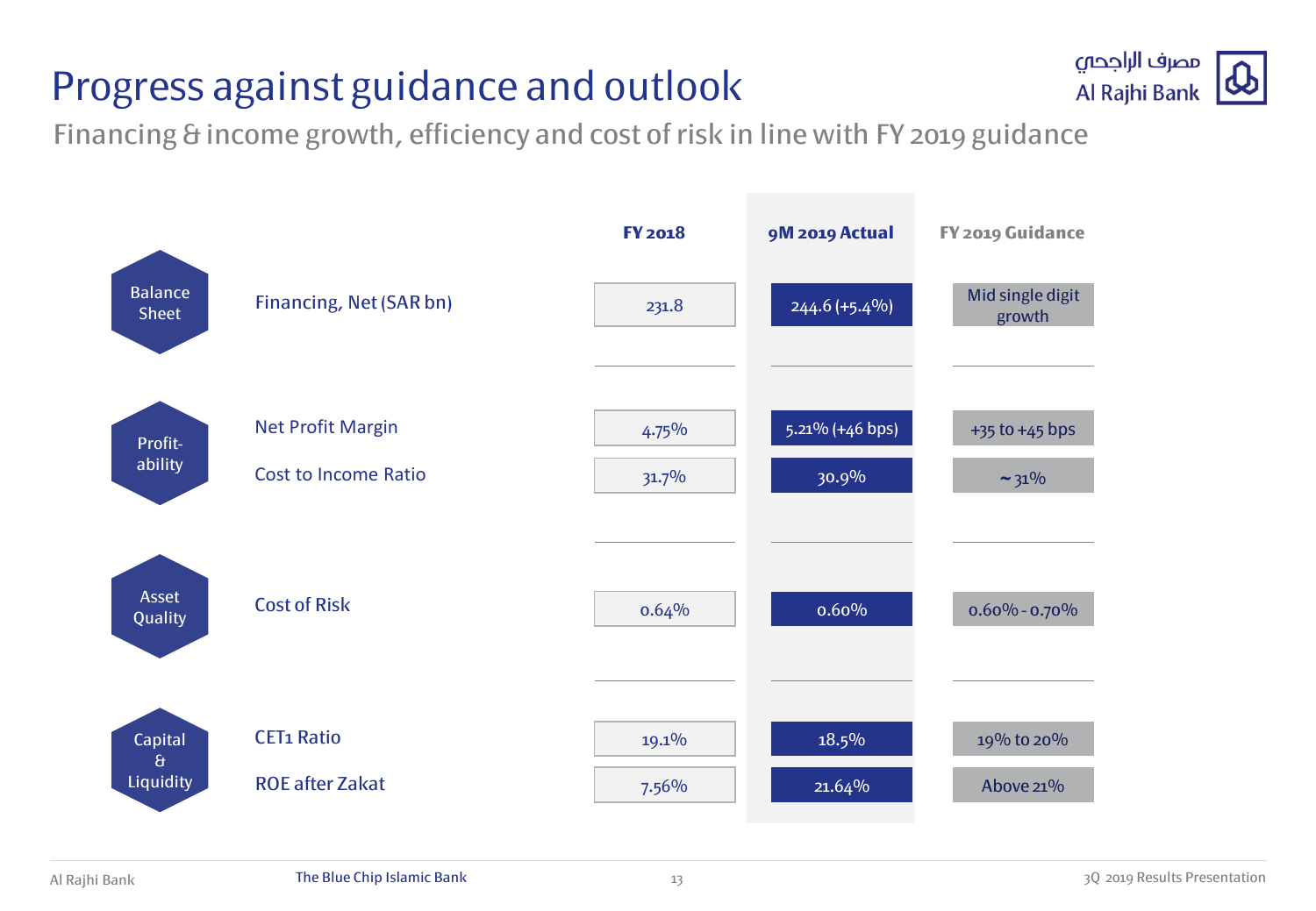# Progress against guidance and outlook

Financing & income growth, efficiency and cost of risk in line with FY 2019 guidance

| | | FY 2018 | 9M 2019 Actual | FY 2019 Guidance |
|---|---|---|---|---|
| Balance Sheet | Financing, Net (SAR bn) | 231.8 | 244.6 (+5.4%) | Mid single digit growth |
| Profit-ability | Net Profit Margin | 4.75% | 5.21% (+46 bps) | +35 to +45 bps |
| | Cost to Income Ratio | 31.7% | 30.9% | ~ 31% |
| Asset Quality | Cost of Risk | 0.64% | 0.60% | 0.60% - 0.70% |
| Capital & Liquidity | CET1 Ratio | 19.1% | 18.5% | 19% to 20% |
| | ROE after Zakat | 7.56% | 21.64% | Above 21% |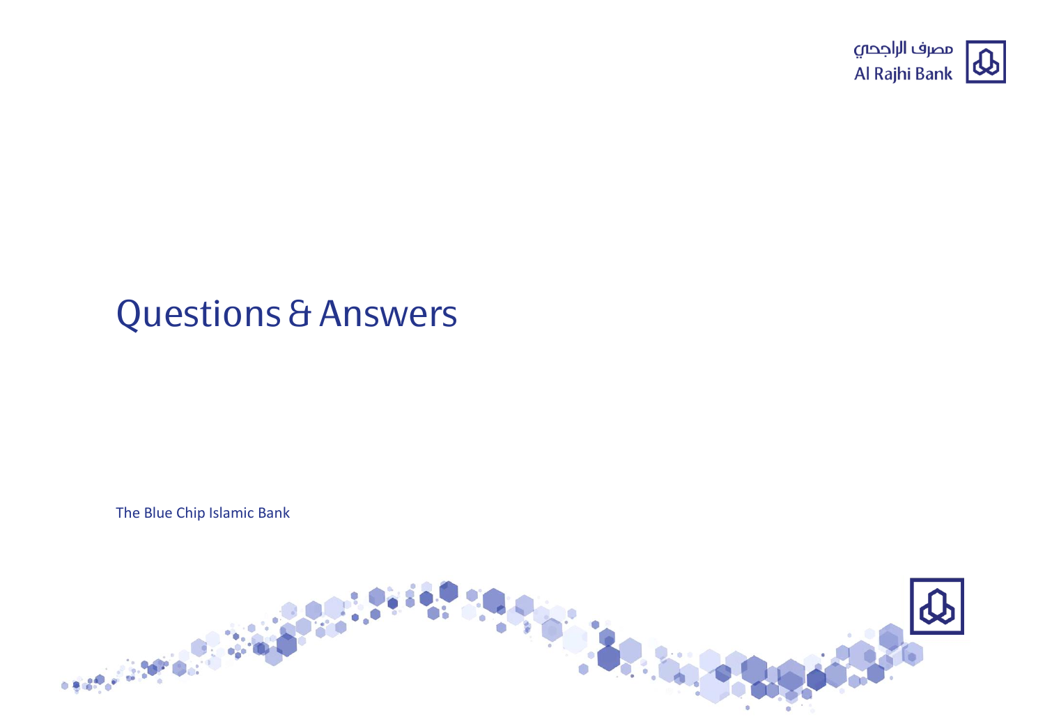# Questions & Answers

The Blue Chip Islamic Bank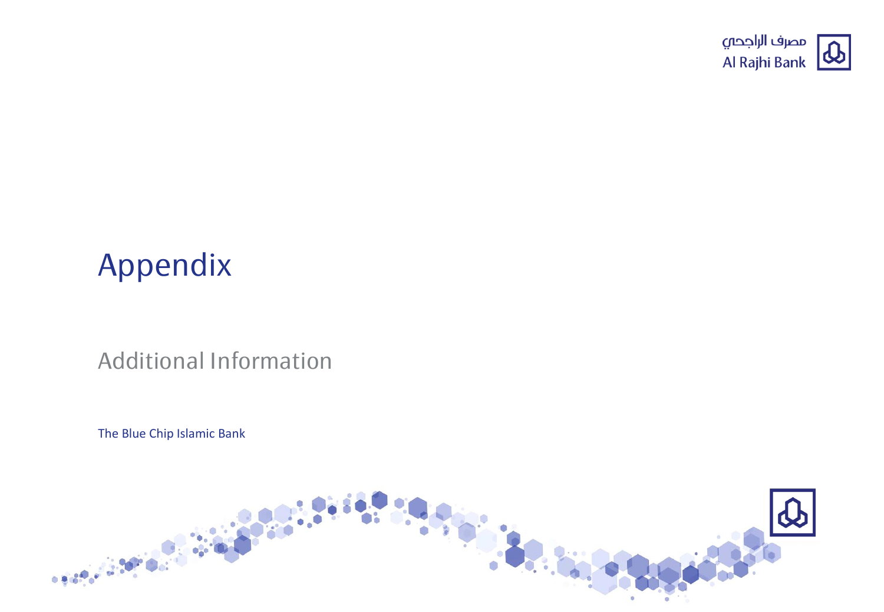# Appendix

## Additional Information

The Blue Chip Islamic Bank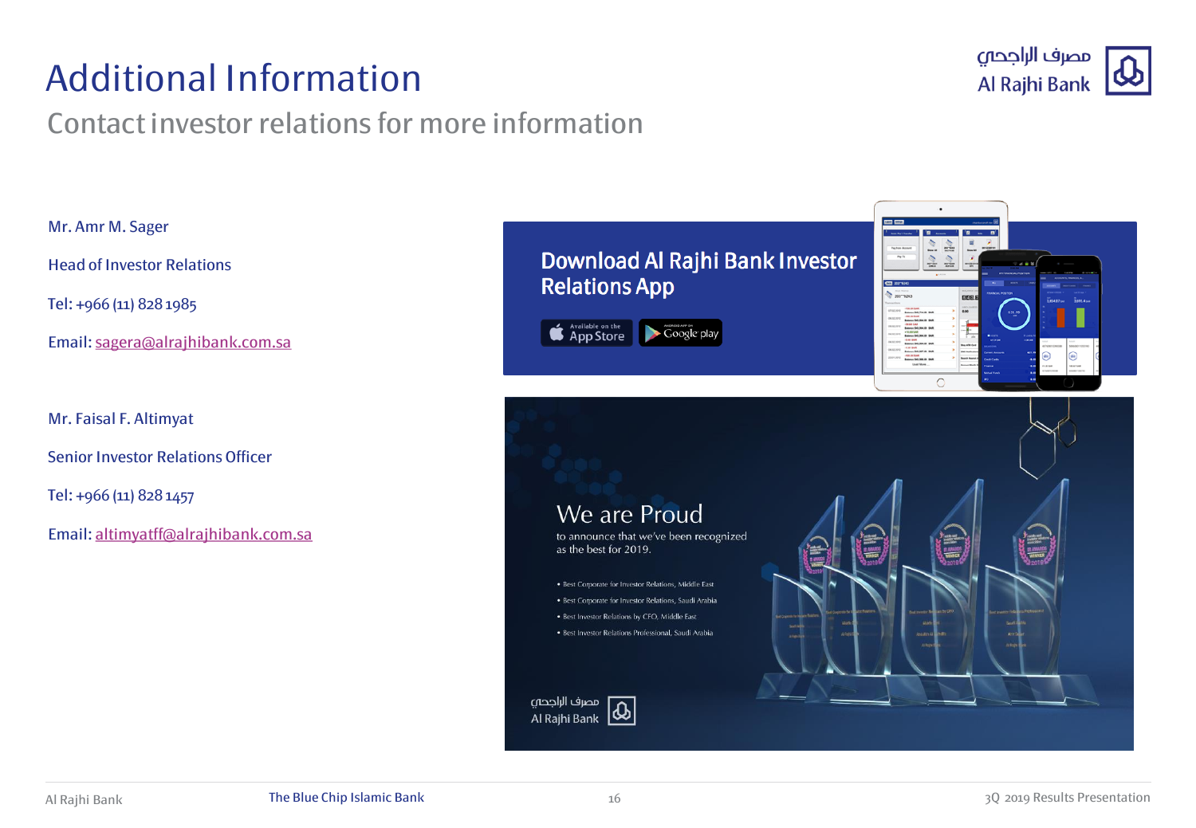# Additional Information

## Contact investor relations for more information

Mr. Amr M. Sager

Head of Investor Relations

Tel: +966 (11) 828 1985

Email: sagera@alrajhibank.com.sa

Mr. Faisal F. Altimyat

Senior Investor Relations Officer

Tel: +966 (11) 828 1457

Email: altimyatff@alrajhibank.com.sa

**Download Al Rajhi Bank Investor Relations App**

Available on the App Store | Android App on Google play

**We are Proud**

to announce that we've been recognized as the best for 2019.

- Best Corporate for Investor Relations, Middle East
- Best Corporate for Investor Relations, Saudi Arabia
- Best Investor Relations by CFO, Middle East
- Best Investor Relations Professional, Saudi Arabia

مصرف الراجحي
Al Rajhi Bank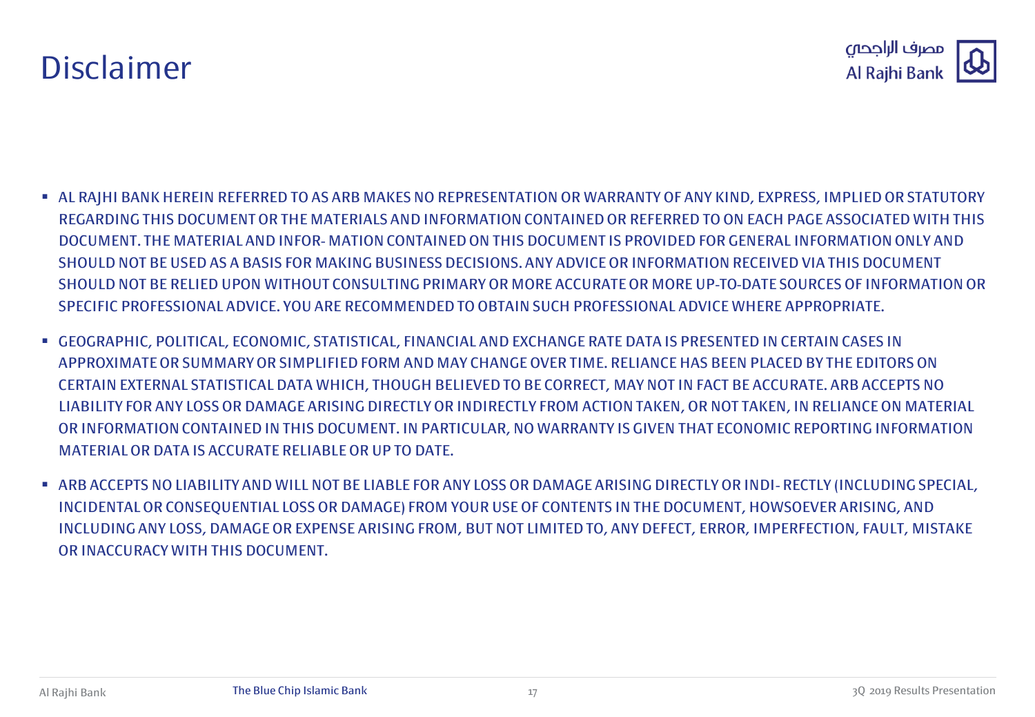# Disclaimer

- AL RAJHI BANK HEREIN REFERRED TO AS ARB MAKES NO REPRESENTATION OR WARRANTY OF ANY KIND, EXPRESS, IMPLIED OR STATUTORY REGARDING THIS DOCUMENT OR THE MATERIALS AND INFORMATION CONTAINED OR REFERRED TO ON EACH PAGE ASSOCIATED WITH THIS DOCUMENT. THE MATERIAL AND INFOR- MATION CONTAINED ON THIS DOCUMENT IS PROVIDED FOR GENERAL INFORMATION ONLY AND SHOULD NOT BE USED AS A BASIS FOR MAKING BUSINESS DECISIONS. ANY ADVICE OR INFORMATION RECEIVED VIA THIS DOCUMENT SHOULD NOT BE RELIED UPON WITHOUT CONSULTING PRIMARY OR MORE ACCURATE OR MORE UP-TO-DATE SOURCES OF INFORMATION OR SPECIFIC PROFESSIONAL ADVICE. YOU ARE RECOMMENDED TO OBTAIN SUCH PROFESSIONAL ADVICE WHERE APPROPRIATE.
- GEOGRAPHIC, POLITICAL, ECONOMIC, STATISTICAL, FINANCIAL AND EXCHANGE RATE DATA IS PRESENTED IN CERTAIN CASES IN APPROXIMATE OR SUMMARY OR SIMPLIFIED FORM AND MAY CHANGE OVER TIME. RELIANCE HAS BEEN PLACED BY THE EDITORS ON CERTAIN EXTERNAL STATISTICAL DATA WHICH, THOUGH BELIEVED TO BE CORRECT, MAY NOT IN FACT BE ACCURATE. ARB ACCEPTS NO LIABILITY FOR ANY LOSS OR DAMAGE ARISING DIRECTLY OR INDIRECTLY FROM ACTION TAKEN, OR NOT TAKEN, IN RELIANCE ON MATERIAL OR INFORMATION CONTAINED IN THIS DOCUMENT. IN PARTICULAR, NO WARRANTY IS GIVEN THAT ECONOMIC REPORTING INFORMATION MATERIAL OR DATA IS ACCURATE RELIABLE OR UP TO DATE.
- ARB ACCEPTS NO LIABILITY AND WILL NOT BE LIABLE FOR ANY LOSS OR DAMAGE ARISING DIRECTLY OR INDI- RECTLY (INCLUDING SPECIAL, INCIDENTAL OR CONSEQUENTIAL LOSS OR DAMAGE) FROM YOUR USE OF CONTENTS IN THE DOCUMENT, HOWSOEVER ARISING, AND INCLUDING ANY LOSS, DAMAGE OR EXPENSE ARISING FROM, BUT NOT LIMITED TO, ANY DEFECT, ERROR, IMPERFECTION, FAULT, MISTAKE OR INACCURACY WITH THIS DOCUMENT.